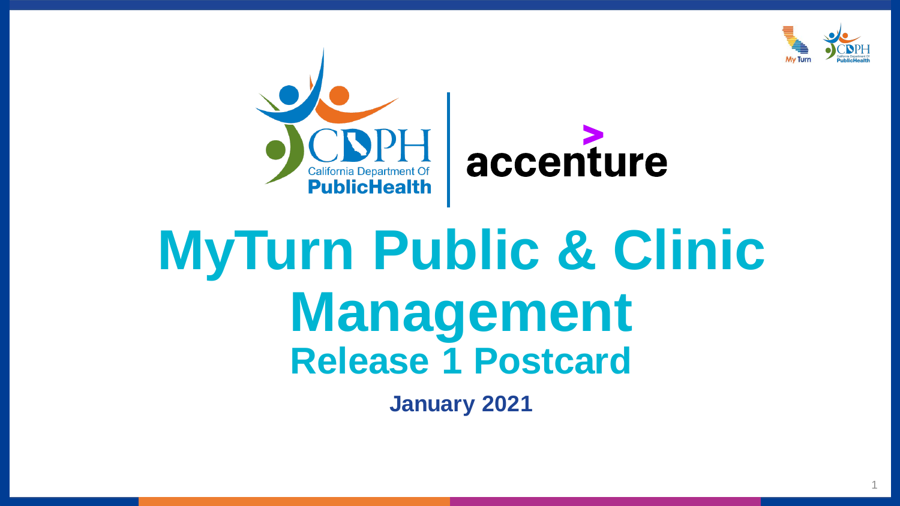# MyTurn Public & Clinic Management

## Release 1 Postcard

**January 2021**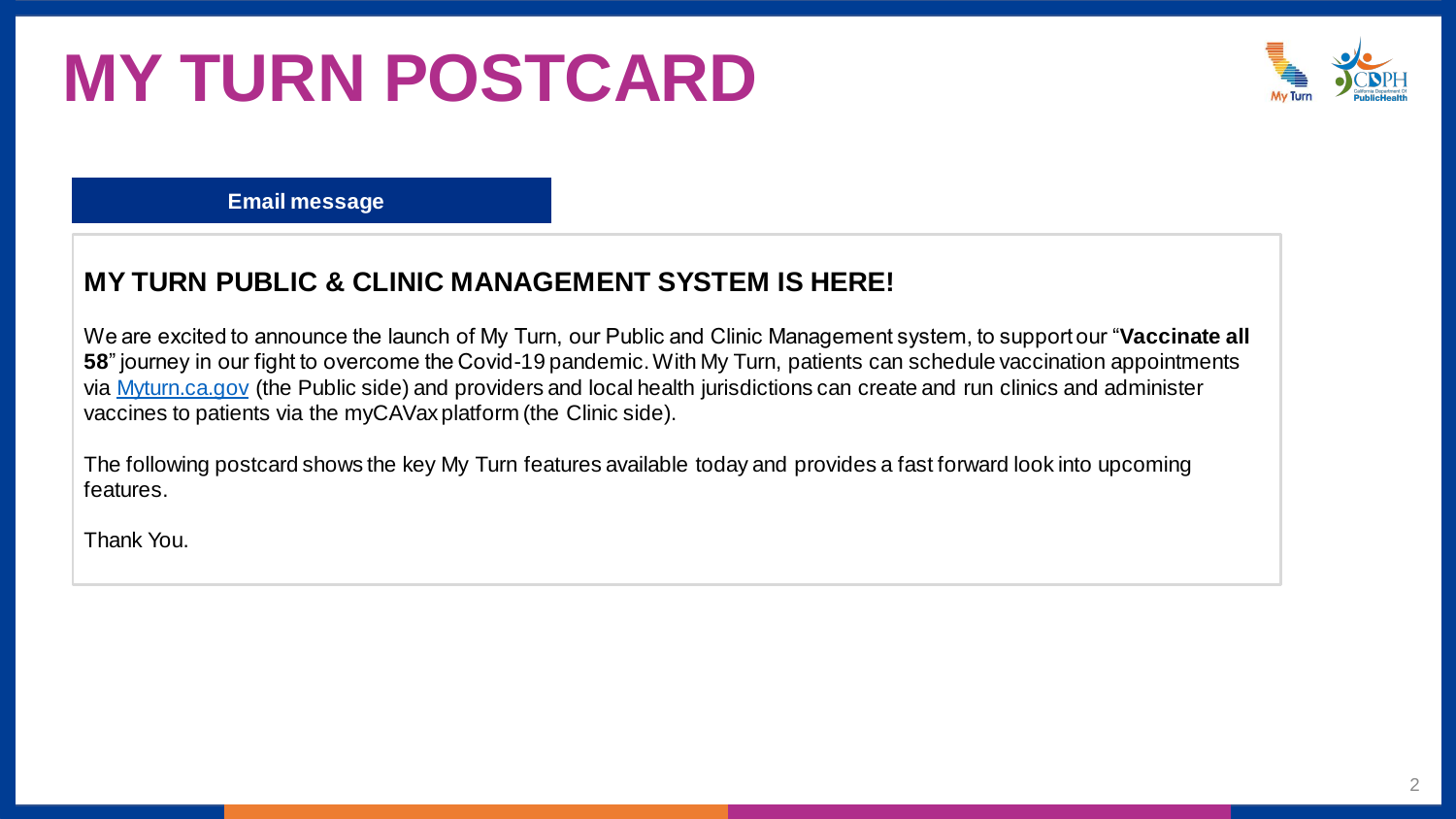# MY TURN POSTCARD

**Email message**

## MY TURN PUBLIC & CLINIC MANAGEMENT SYSTEM IS HERE!

We are excited to announce the launch of My Turn, our Public and Clinic Management system, to support our "**Vaccinate all 58**" journey in our fight to overcome the Covid-19 pandemic. With My Turn, patients can schedule vaccination appointments via [Myturn.ca.gov](https://myturn.ca.gov) (the Public side) and providers and local health jurisdictions can create and run clinics and administer vaccines to patients via the myCAVax platform (the Clinic side).

The following postcard shows the key My Turn features available today and provides a fast forward look into upcoming features.

Thank You.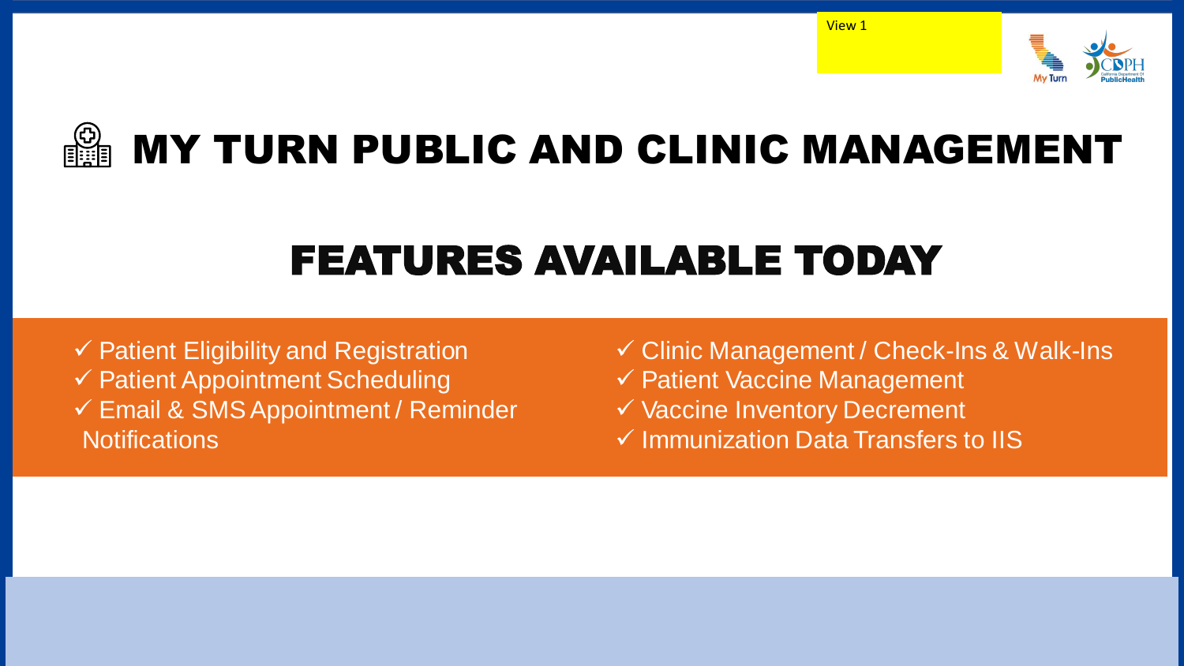View 1

# MY TURN PUBLIC AND CLINIC MANAGEMENT

## FEATURES AVAILABLE TODAY

- ✓ Patient Eligibility and Registration
- ✓ Patient Appointment Scheduling
- ✓ Email & SMS Appointment / Reminder Notifications
- ✓ Clinic Management / Check-Ins & Walk-Ins
- ✓ Patient Vaccine Management
- ✓ Vaccine Inventory Decrement
- ✓ Immunization Data Transfers to IIS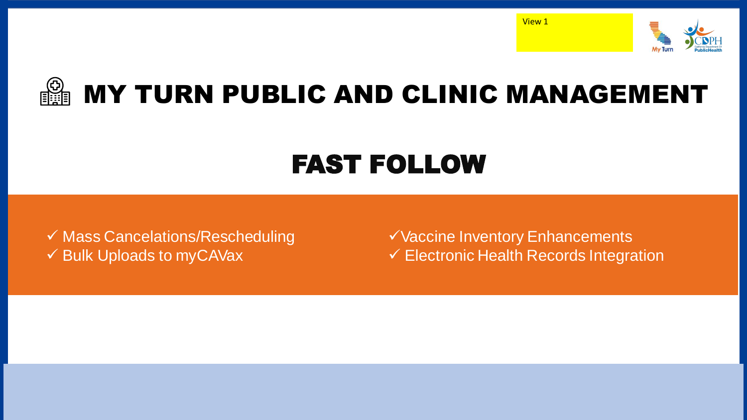View 1

# MY TURN PUBLIC AND CLINIC MANAGEMENT

## FAST FOLLOW

- ✓ Mass Cancelations/Rescheduling
- ✓ Bulk Uploads to myCAVax
- ✓ Vaccine Inventory Enhancements
- ✓ Electronic Health Records Integration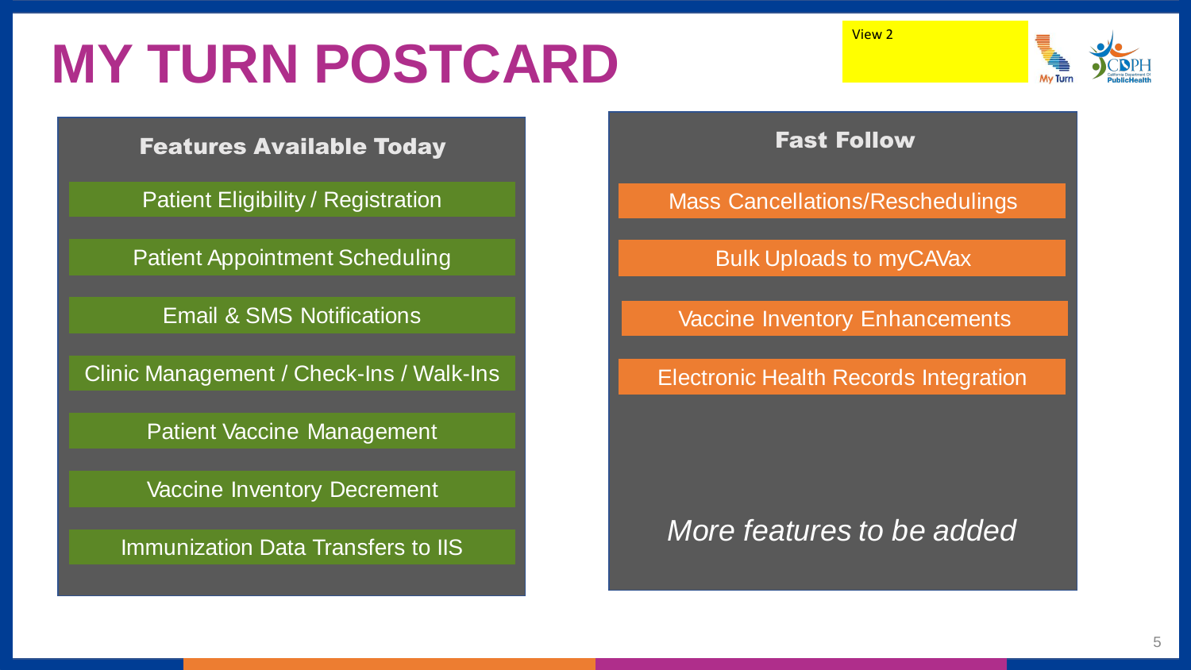# MY TURN POSTCARD

View 2

## Features Available Today

- Patient Eligibility / Registration
- Patient Appointment Scheduling
- Email & SMS Notifications
- Clinic Management / Check-Ins / Walk-Ins
- Patient Vaccine Management
- Vaccine Inventory Decrement
- Immunization Data Transfers to IIS

## Fast Follow

- Mass Cancellations/Reschedulings
- Bulk Uploads to myCAVax
- Vaccine Inventory Enhancements
- Electronic Health Records Integration

*More features to be added*